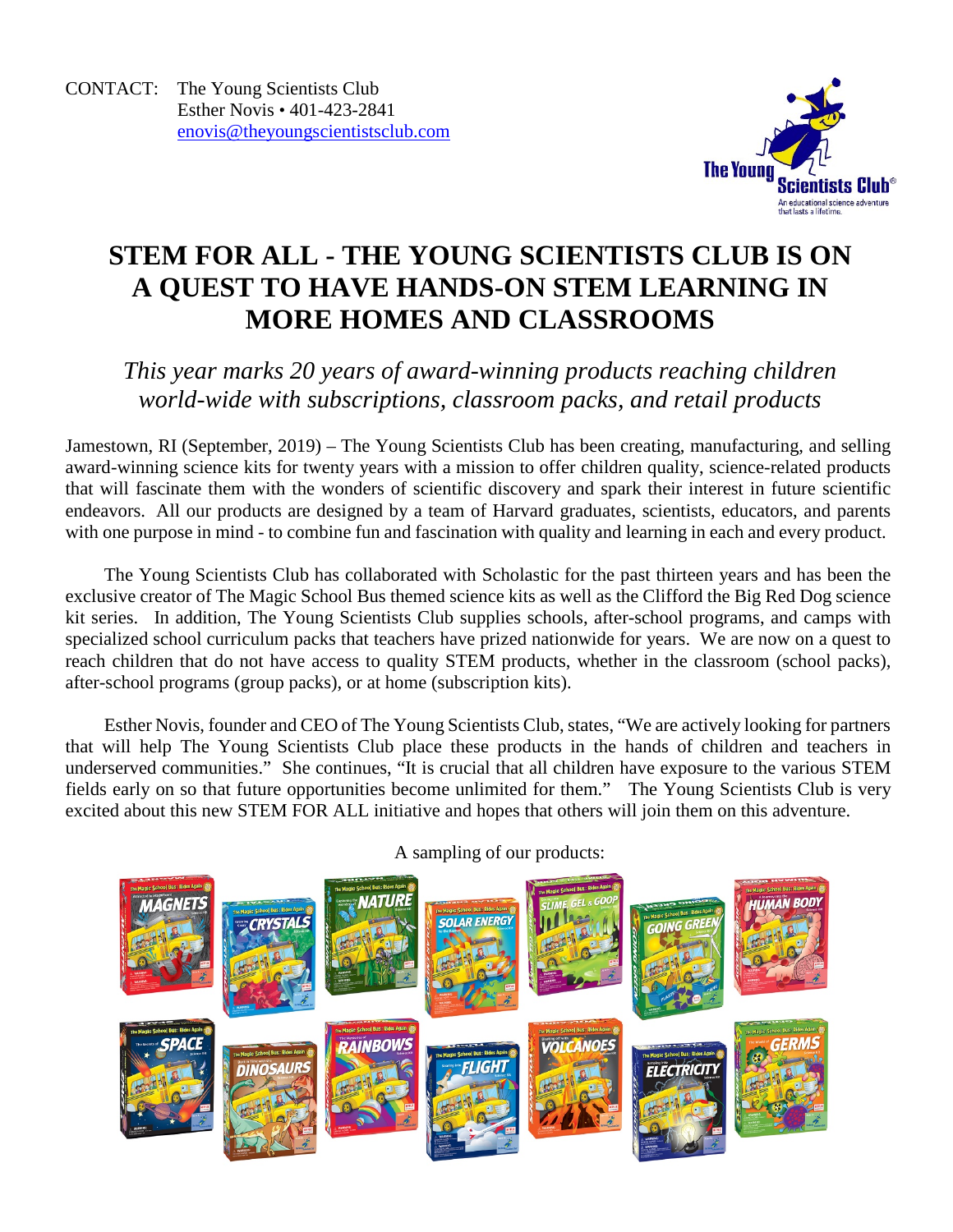CONTACT: The Young Scientists Club
Esther Novis • 401-423-2841
enovis@theyoungscientistsclub.com

# STEM FOR ALL - THE YOUNG SCIENTISTS CLUB IS ON A QUEST TO HAVE HANDS-ON STEM LEARNING IN MORE HOMES AND CLASSROOMS

*This year marks 20 years of award-winning products reaching children world-wide with subscriptions, classroom packs, and retail products*

Jamestown, RI (September, 2019) – The Young Scientists Club has been creating, manufacturing, and selling award-winning science kits for twenty years with a mission to offer children quality, science-related products that will fascinate them with the wonders of scientific discovery and spark their interest in future scientific endeavors. All our products are designed by a team of Harvard graduates, scientists, educators, and parents with one purpose in mind - to combine fun and fascination with quality and learning in each and every product.

The Young Scientists Club has collaborated with Scholastic for the past thirteen years and has been the exclusive creator of The Magic School Bus themed science kits as well as the Clifford the Big Red Dog science kit series. In addition, The Young Scientists Club supplies schools, after-school programs, and camps with specialized school curriculum packs that teachers have prized nationwide for years. We are now on a quest to reach children that do not have access to quality STEM products, whether in the classroom (school packs), after-school programs (group packs), or at home (subscription kits).

Esther Novis, founder and CEO of The Young Scientists Club, states, "We are actively looking for partners that will help The Young Scientists Club place these products in the hands of children and teachers in underserved communities." She continues, "It is crucial that all children have exposure to the various STEM fields early on so that future opportunities become unlimited for them." The Young Scientists Club is very excited about this new STEM FOR ALL initiative and hopes that others will join them on this adventure.

A sampling of our products: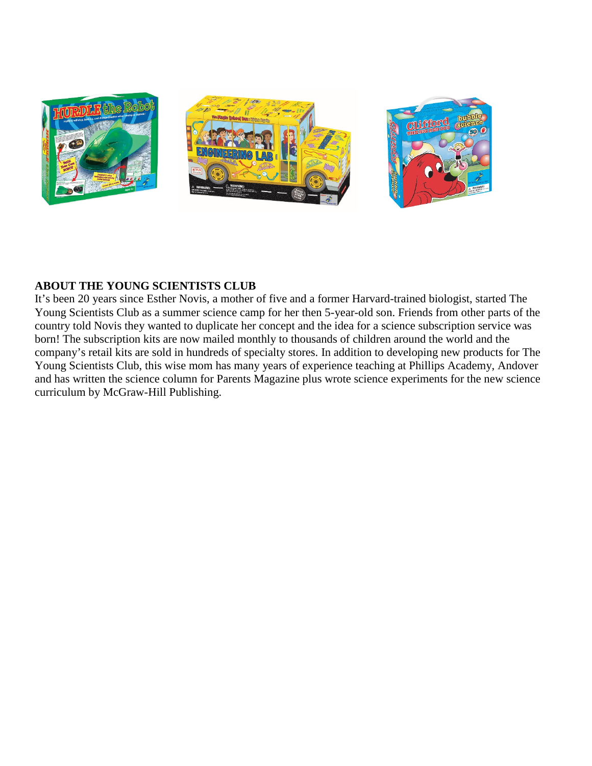**ABOUT THE YOUNG SCIENTISTS CLUB**

It's been 20 years since Esther Novis, a mother of five and a former Harvard-trained biologist, started The Young Scientists Club as a summer science camp for her then 5-year-old son. Friends from other parts of the country told Novis they wanted to duplicate her concept and the idea for a science subscription service was born! The subscription kits are now mailed monthly to thousands of children around the world and the company's retail kits are sold in hundreds of specialty stores. In addition to developing new products for The Young Scientists Club, this wise mom has many years of experience teaching at Phillips Academy, Andover and has written the science column for Parents Magazine plus wrote science experiments for the new science curriculum by McGraw-Hill Publishing.